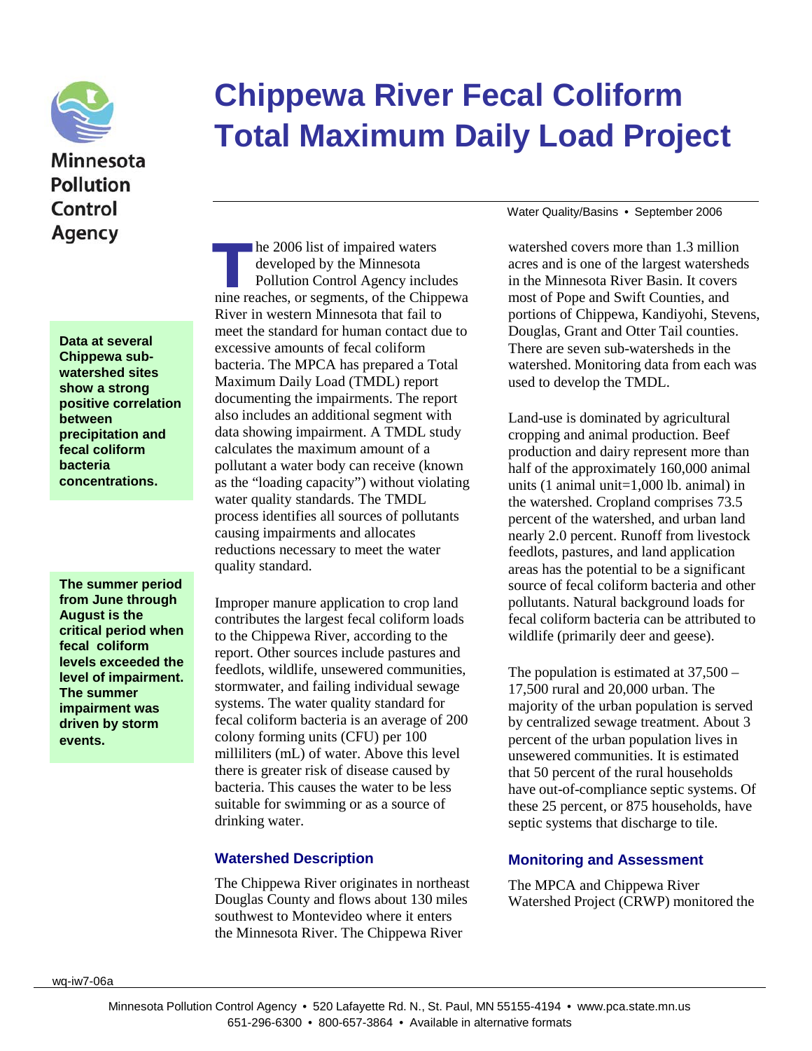Minnesota Pollution Control Agency

# Chippewa River Fecal Coliform Total Maximum Daily Load Project

Water Quality/Basins • September 2006

**Data at several Chippewa sub-watershed sites show a strong positive correlation between precipitation and fecal coliform bacteria concentrations.**

**The summer period from June through August is the critical period when fecal coliform levels exceeded the level of impairment. The summer impairment was driven by storm events.**

The 2006 list of impaired waters developed by the Minnesota Pollution Control Agency includes nine reaches, or segments, of the Chippewa River in western Minnesota that fail to meet the standard for human contact due to excessive amounts of fecal coliform bacteria. The MPCA has prepared a Total Maximum Daily Load (TMDL) report documenting the impairments. The report also includes an additional segment with data showing impairment. A TMDL study calculates the maximum amount of a pollutant a water body can receive (known as the "loading capacity") without violating water quality standards. The TMDL process identifies all sources of pollutants causing impairments and allocates reductions necessary to meet the water quality standard.

Improper manure application to crop land contributes the largest fecal coliform loads to the Chippewa River, according to the report. Other sources include pastures and feedlots, wildlife, unsewered communities, stormwater, and failing individual sewage systems. The water quality standard for fecal coliform bacteria is an average of 200 colony forming units (CFU) per 100 milliliters (mL) of water. Above this level there is greater risk of disease caused by bacteria. This causes the water to be less suitable for swimming or as a source of drinking water.

## Watershed Description

The Chippewa River originates in northeast Douglas County and flows about 130 miles southwest to Montevideo where it enters the Minnesota River. The Chippewa River watershed covers more than 1.3 million acres and is one of the largest watersheds in the Minnesota River Basin. It covers most of Pope and Swift Counties, and portions of Chippewa, Kandiyohi, Stevens, Douglas, Grant and Otter Tail counties. There are seven sub-watersheds in the watershed. Monitoring data from each was used to develop the TMDL.

Land-use is dominated by agricultural cropping and animal production. Beef production and dairy represent more than half of the approximately 160,000 animal units (1 animal unit=1,000 lb. animal) in the watershed. Cropland comprises 73.5 percent of the watershed, and urban land nearly 2.0 percent. Runoff from livestock feedlots, pastures, and land application areas has the potential to be a significant source of fecal coliform bacteria and other pollutants. Natural background loads for fecal coliform bacteria can be attributed to wildlife (primarily deer and geese).

The population is estimated at 37,500 – 17,500 rural and 20,000 urban. The majority of the urban population is served by centralized sewage treatment. About 3 percent of the urban population lives in unsewered communities. It is estimated that 50 percent of the rural households have out-of-compliance septic systems. Of these 25 percent, or 875 households, have septic systems that discharge to tile.

## Monitoring and Assessment

The MPCA and Chippewa River Watershed Project (CRWP) monitored the

wq-iw7-06a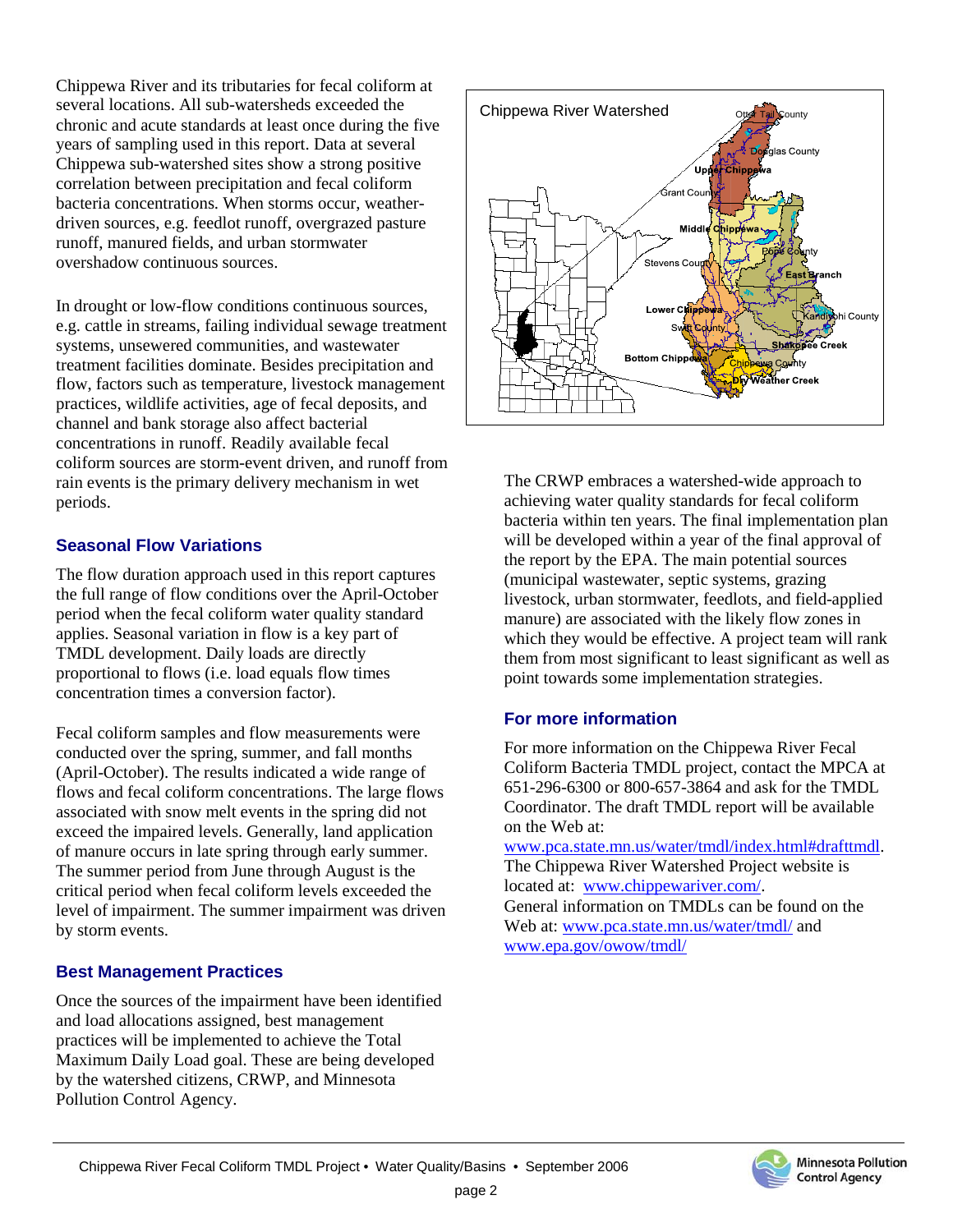Chippewa River and its tributaries for fecal coliform at several locations. All sub-watersheds exceeded the chronic and acute standards at least once during the five years of sampling used in this report. Data at several Chippewa sub-watershed sites show a strong positive correlation between precipitation and fecal coliform bacteria concentrations. When storms occur, weather-driven sources, e.g. feedlot runoff, overgrazed pasture runoff, manured fields, and urban stormwater overshadow continuous sources.

In drought or low-flow conditions continuous sources, e.g. cattle in streams, failing individual sewage treatment systems, unsewered communities, and wastewater treatment facilities dominate. Besides precipitation and flow, factors such as temperature, livestock management practices, wildlife activities, age of fecal deposits, and channel and bank storage also affect bacterial concentrations in runoff. Readily available fecal coliform sources are storm-event driven, and runoff from rain events is the primary delivery mechanism in wet periods.

## Seasonal Flow Variations

The flow duration approach used in this report captures the full range of flow conditions over the April-October period when the fecal coliform water quality standard applies. Seasonal variation in flow is a key part of TMDL development. Daily loads are directly proportional to flows (i.e. load equals flow times concentration times a conversion factor).

Fecal coliform samples and flow measurements were conducted over the spring, summer, and fall months (April-October). The results indicated a wide range of flows and fecal coliform concentrations. The large flows associated with snow melt events in the spring did not exceed the impaired levels. Generally, land application of manure occurs in late spring through early summer. The summer period from June through August is the critical period when fecal coliform levels exceeded the level of impairment. The summer impairment was driven by storm events.

## Best Management Practices

Once the sources of the impairment have been identified and load allocations assigned, best management practices will be implemented to achieve the Total Maximum Daily Load goal. These are being developed by the watershed citizens, CRWP, and Minnesota Pollution Control Agency.

Chippewa River Watershed

Otter Tail County
Douglas County
Upper Chippewa
Grant County
Middle Chippewa
Pope County
Stevens County
East Branch
Lower Chippewa
Kandiyohi County
Swift County
Shakopee Creek
Bottom Chippewa
Chippewa County
Dry Weather Creek

The CRWP embraces a watershed-wide approach to achieving water quality standards for fecal coliform bacteria within ten years. The final implementation plan will be developed within a year of the final approval of the report by the EPA. The main potential sources (municipal wastewater, septic systems, grazing livestock, urban stormwater, feedlots, and field-applied manure) are associated with the likely flow zones in which they would be effective. A project team will rank them from most significant to least significant as well as point towards some implementation strategies.

## For more information

For more information on the Chippewa River Fecal Coliform Bacteria TMDL project, contact the MPCA at 651-296-6300 or 800-657-3864 and ask for the TMDL Coordinator. The draft TMDL report will be available on the Web at:
www.pca.state.mn.us/water/tmdl/index.html#drafttmdl.
The Chippewa River Watershed Project website is located at: www.chippewariver.com/.
General information on TMDLs can be found on the Web at: www.pca.state.mn.us/water/tmdl/ and www.epa.gov/owow/tmdl/